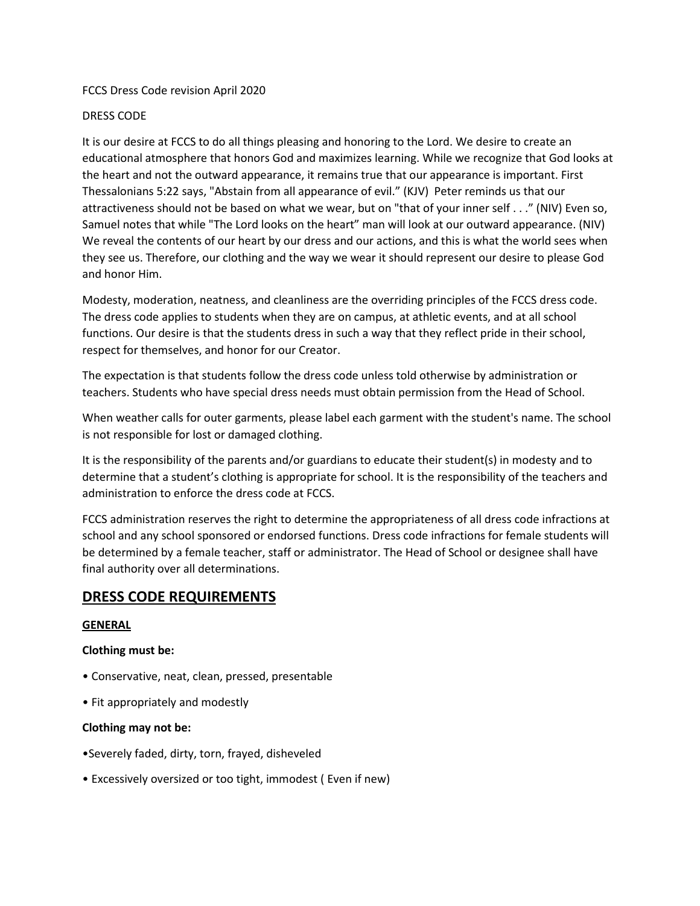FCCS Dress Code revision April 2020

DRESS CODE

It is our desire at FCCS to do all things pleasing and honoring to the Lord. We desire to create an educational atmosphere that honors God and maximizes learning. While we recognize that God looks at the heart and not the outward appearance, it remains true that our appearance is important. First Thessalonians 5:22 says, "Abstain from all appearance of evil." (KJV) Peter reminds us that our attractiveness should not be based on what we wear, but on "that of your inner self . . ." (NIV) Even so, Samuel notes that while "The Lord looks on the heart" man will look at our outward appearance. (NIV) We reveal the contents of our heart by our dress and our actions, and this is what the world sees when they see us. Therefore, our clothing and the way we wear it should represent our desire to please God and honor Him.

Modesty, moderation, neatness, and cleanliness are the overriding principles of the FCCS dress code. The dress code applies to students when they are on campus, at athletic events, and at all school functions. Our desire is that the students dress in such a way that they reflect pride in their school, respect for themselves, and honor for our Creator.

The expectation is that students follow the dress code unless told otherwise by administration or teachers. Students who have special dress needs must obtain permission from the Head of School.

When weather calls for outer garments, please label each garment with the student's name. The school is not responsible for lost or damaged clothing.

It is the responsibility of the parents and/or guardians to educate their student(s) in modesty and to determine that a student's clothing is appropriate for school. It is the responsibility of the teachers and administration to enforce the dress code at FCCS.

FCCS administration reserves the right to determine the appropriateness of all dress code infractions at school and any school sponsored or endorsed functions. Dress code infractions for female students will be determined by a female teacher, staff or administrator. The Head of School or designee shall have final authority over all determinations.

## DRESS CODE REQUIREMENTS

### GENERAL

**Clothing must be:**

- Conservative, neat, clean, pressed, presentable
- Fit appropriately and modestly

**Clothing may not be:**

- Severely faded, dirty, torn, frayed, disheveled
- Excessively oversized or too tight, immodest ( Even if new)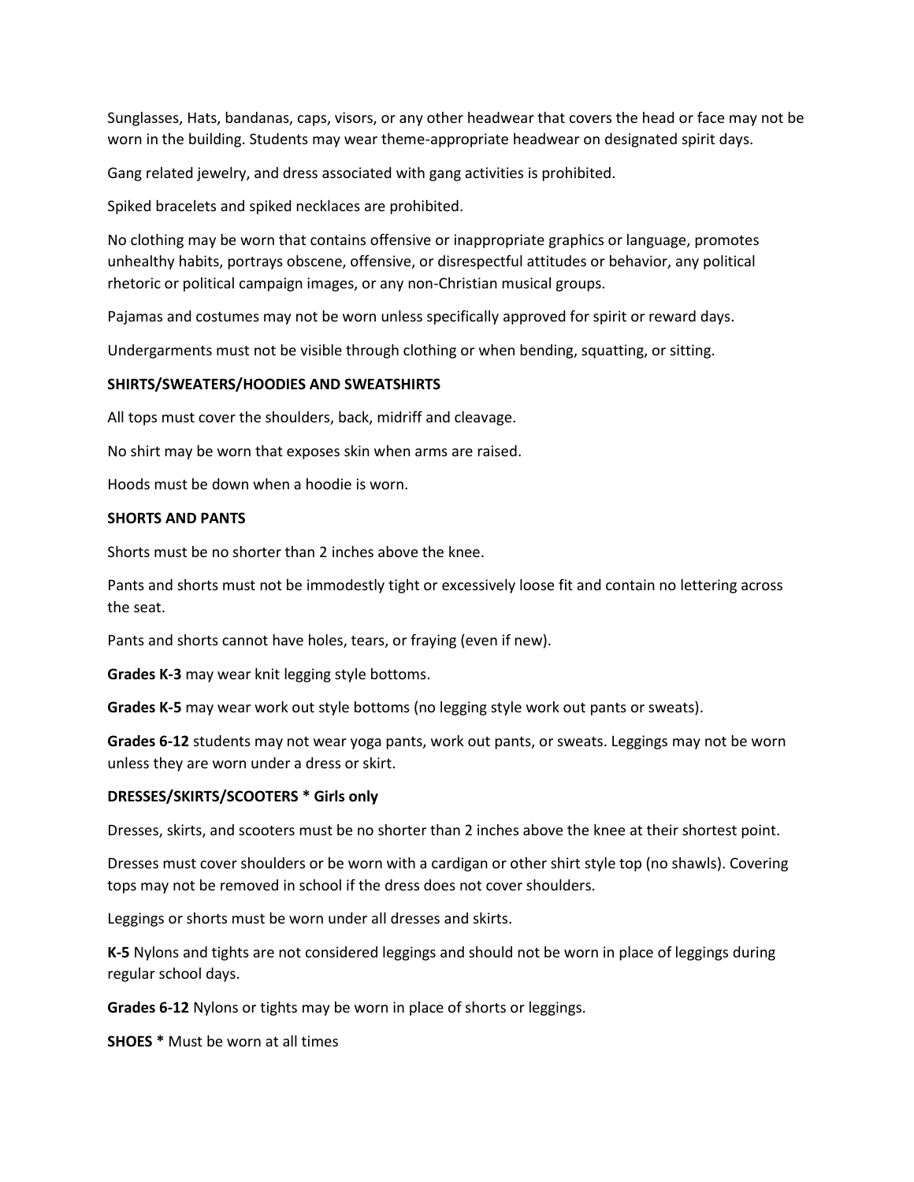Sunglasses, Hats, bandanas, caps, visors, or any other headwear that covers the head or face may not be worn in the building. Students may wear theme-appropriate headwear on designated spirit days.

Gang related jewelry, and dress associated with gang activities is prohibited.

Spiked bracelets and spiked necklaces are prohibited.

No clothing may be worn that contains offensive or inappropriate graphics or language, promotes unhealthy habits, portrays obscene, offensive, or disrespectful attitudes or behavior, any political rhetoric or political campaign images, or any non-Christian musical groups.

Pajamas and costumes may not be worn unless specifically approved for spirit or reward days.

Undergarments must not be visible through clothing or when bending, squatting, or sitting.

**SHIRTS/SWEATERS/HOODIES AND SWEATSHIRTS**

All tops must cover the shoulders, back, midriff and cleavage.

No shirt may be worn that exposes skin when arms are raised.

Hoods must be down when a hoodie is worn.

**SHORTS AND PANTS**

Shorts must be no shorter than 2 inches above the knee.

Pants and shorts must not be immodestly tight or excessively loose fit and contain no lettering across the seat.

Pants and shorts cannot have holes, tears, or fraying (even if new).

**Grades K-3** may wear knit legging style bottoms.

**Grades K-5** may wear work out style bottoms (no legging style work out pants or sweats).

**Grades 6-12** students may not wear yoga pants, work out pants, or sweats. Leggings may not be worn unless they are worn under a dress or skirt.

**DRESSES/SKIRTS/SCOOTERS * Girls only**

Dresses, skirts, and scooters must be no shorter than 2 inches above the knee at their shortest point.

Dresses must cover shoulders or be worn with a cardigan or other shirt style top (no shawls). Covering tops may not be removed in school if the dress does not cover shoulders.

Leggings or shorts must be worn under all dresses and skirts.

**K-5** Nylons and tights are not considered leggings and should not be worn in place of leggings during regular school days.

**Grades 6-12** Nylons or tights may be worn in place of shorts or leggings.

**SHOES *** Must be worn at all times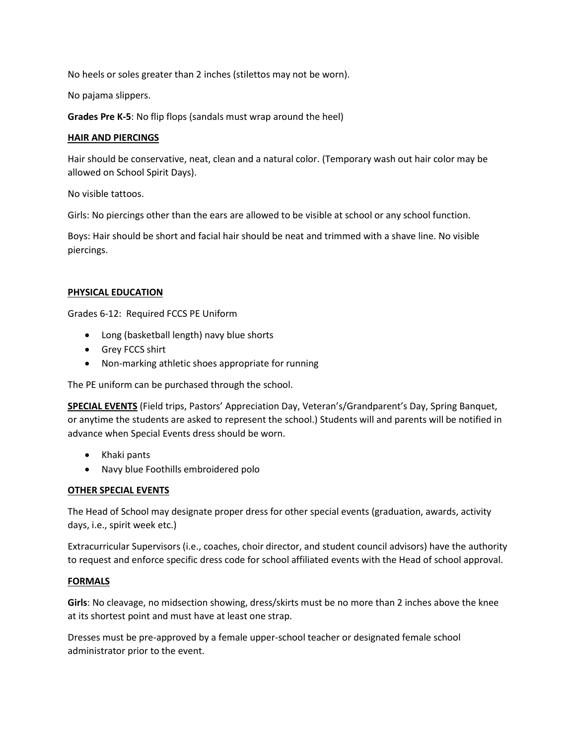No heels or soles greater than 2 inches (stilettos may not be worn).

No pajama slippers.

**Grades Pre K-5**: No flip flops (sandals must wrap around the heel)

## HAIR AND PIERCINGS

Hair should be conservative, neat, clean and a natural color. (Temporary wash out hair color may be allowed on School Spirit Days).

No visible tattoos.

Girls: No piercings other than the ears are allowed to be visible at school or any school function.

Boys: Hair should be short and facial hair should be neat and trimmed with a shave line. No visible piercings.

## PHYSICAL EDUCATION

Grades 6-12: Required FCCS PE Uniform

- Long (basketball length) navy blue shorts
- Grey FCCS shirt
- Non-marking athletic shoes appropriate for running

The PE uniform can be purchased through the school.

**SPECIAL EVENTS** (Field trips, Pastors' Appreciation Day, Veteran's/Grandparent's Day, Spring Banquet, or anytime the students are asked to represent the school.) Students will and parents will be notified in advance when Special Events dress should be worn.

- Khaki pants
- Navy blue Foothills embroidered polo

## OTHER SPECIAL EVENTS

The Head of School may designate proper dress for other special events (graduation, awards, activity days, i.e., spirit week etc.)

Extracurricular Supervisors (i.e., coaches, choir director, and student council advisors) have the authority to request and enforce specific dress code for school affiliated events with the Head of school approval.

## FORMALS

**Girls**: No cleavage, no midsection showing, dress/skirts must be no more than 2 inches above the knee at its shortest point and must have at least one strap.

Dresses must be pre-approved by a female upper-school teacher or designated female school administrator prior to the event.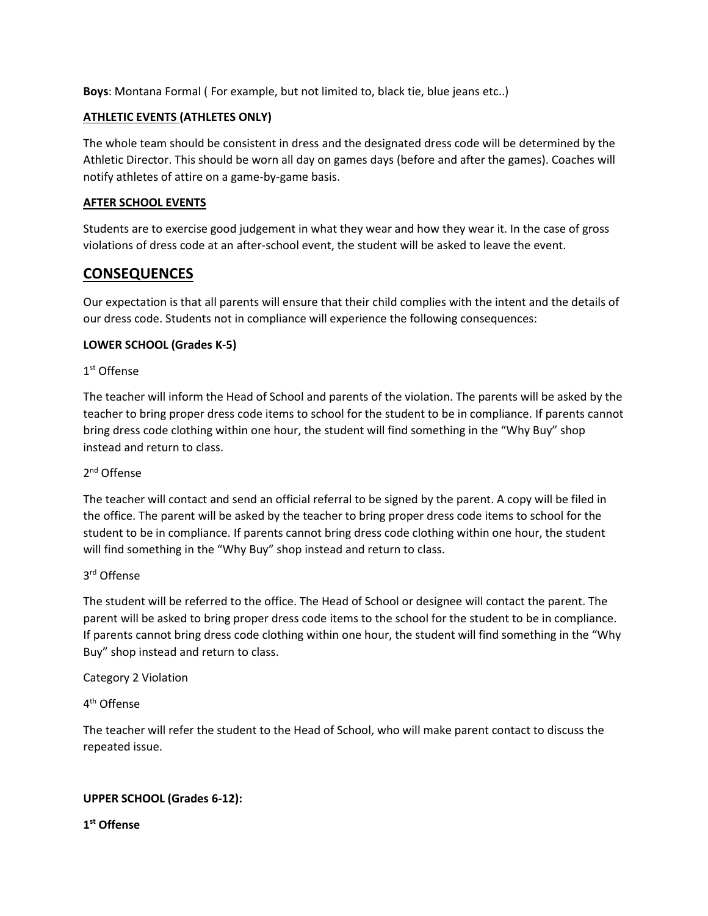**Boys**: Montana Formal ( For example, but not limited to, black tie, blue jeans etc..)

**ATHLETIC EVENTS (ATHLETES ONLY)**

The whole team should be consistent in dress and the designated dress code will be determined by the Athletic Director. This should be worn all day on games days (before and after the games). Coaches will notify athletes of attire on a game-by-game basis.

**AFTER SCHOOL EVENTS**

Students are to exercise good judgement in what they wear and how they wear it. In the case of gross violations of dress code at an after-school event, the student will be asked to leave the event.

## CONSEQUENCES

Our expectation is that all parents will ensure that their child complies with the intent and the details of our dress code. Students not in compliance will experience the following consequences:

**LOWER SCHOOL (Grades K-5)**

1st Offense

The teacher will inform the Head of School and parents of the violation. The parents will be asked by the teacher to bring proper dress code items to school for the student to be in compliance. If parents cannot bring dress code clothing within one hour, the student will find something in the "Why Buy" shop instead and return to class.

2nd Offense

The teacher will contact and send an official referral to be signed by the parent. A copy will be filed in the office. The parent will be asked by the teacher to bring proper dress code items to school for the student to be in compliance. If parents cannot bring dress code clothing within one hour, the student will find something in the "Why Buy" shop instead and return to class.

3rd Offense

The student will be referred to the office. The Head of School or designee will contact the parent. The parent will be asked to bring proper dress code items to the school for the student to be in compliance. If parents cannot bring dress code clothing within one hour, the student will find something in the "Why Buy" shop instead and return to class.

Category 2 Violation

4th Offense

The teacher will refer the student to the Head of School, who will make parent contact to discuss the repeated issue.

**UPPER SCHOOL (Grades 6-12):**

**1st Offense**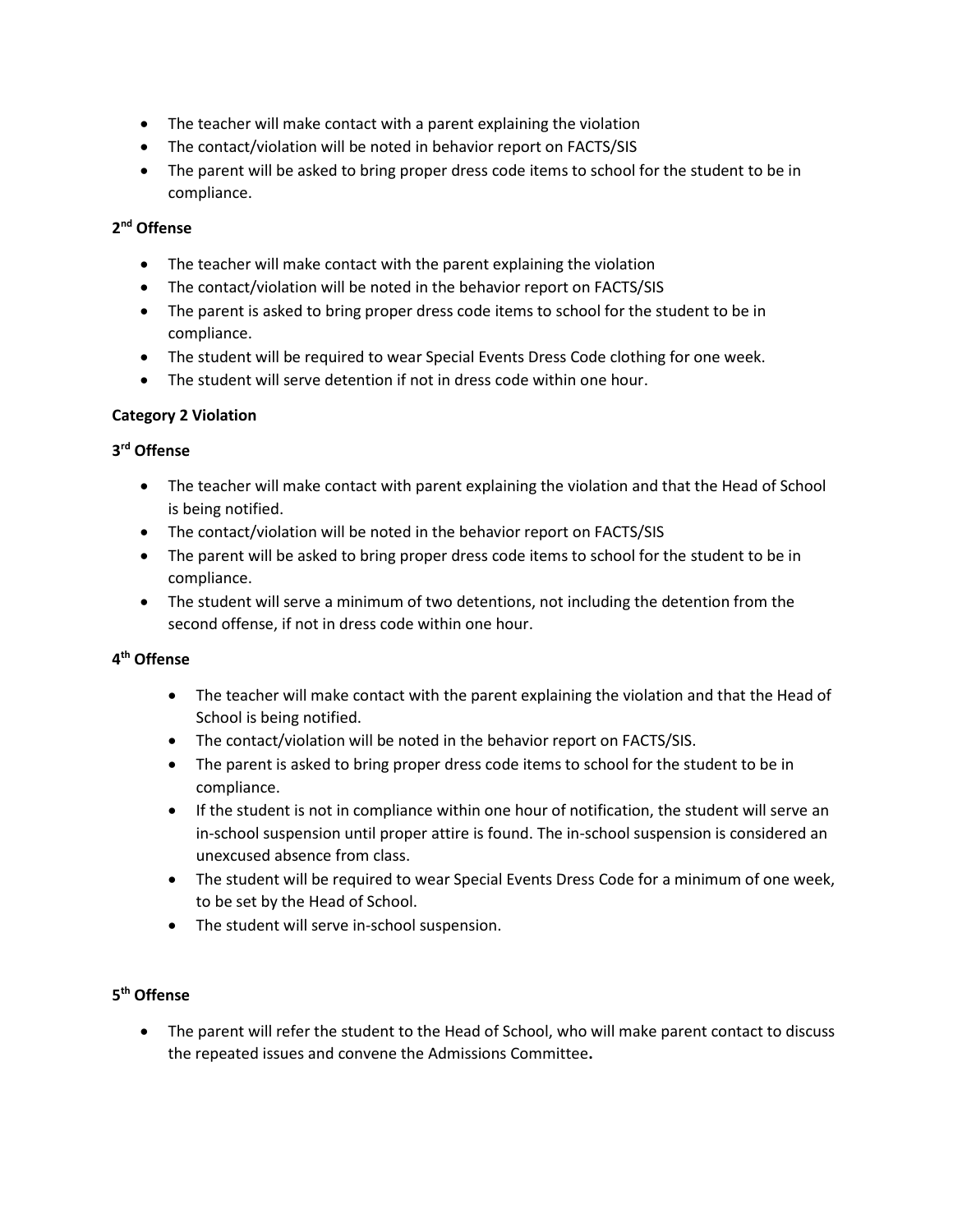- The teacher will make contact with a parent explaining the violation
- The contact/violation will be noted in behavior report on FACTS/SIS
- The parent will be asked to bring proper dress code items to school for the student to be in compliance.

**2nd Offense**

- The teacher will make contact with the parent explaining the violation
- The contact/violation will be noted in the behavior report on FACTS/SIS
- The parent is asked to bring proper dress code items to school for the student to be in compliance.
- The student will be required to wear Special Events Dress Code clothing for one week.
- The student will serve detention if not in dress code within one hour.

**Category 2 Violation**

**3rd Offense**

- The teacher will make contact with parent explaining the violation and that the Head of School is being notified.
- The contact/violation will be noted in the behavior report on FACTS/SIS
- The parent will be asked to bring proper dress code items to school for the student to be in compliance.
- The student will serve a minimum of two detentions, not including the detention from the second offense, if not in dress code within one hour.

**4th Offense**

- The teacher will make contact with the parent explaining the violation and that the Head of School is being notified.
- The contact/violation will be noted in the behavior report on FACTS/SIS.
- The parent is asked to bring proper dress code items to school for the student to be in compliance.
- If the student is not in compliance within one hour of notification, the student will serve an in-school suspension until proper attire is found. The in-school suspension is considered an unexcused absence from class.
- The student will be required to wear Special Events Dress Code for a minimum of one week, to be set by the Head of School.
- The student will serve in-school suspension.

**5th Offense**

- The parent will refer the student to the Head of School, who will make parent contact to discuss the repeated issues and convene the Admissions Committee**.**